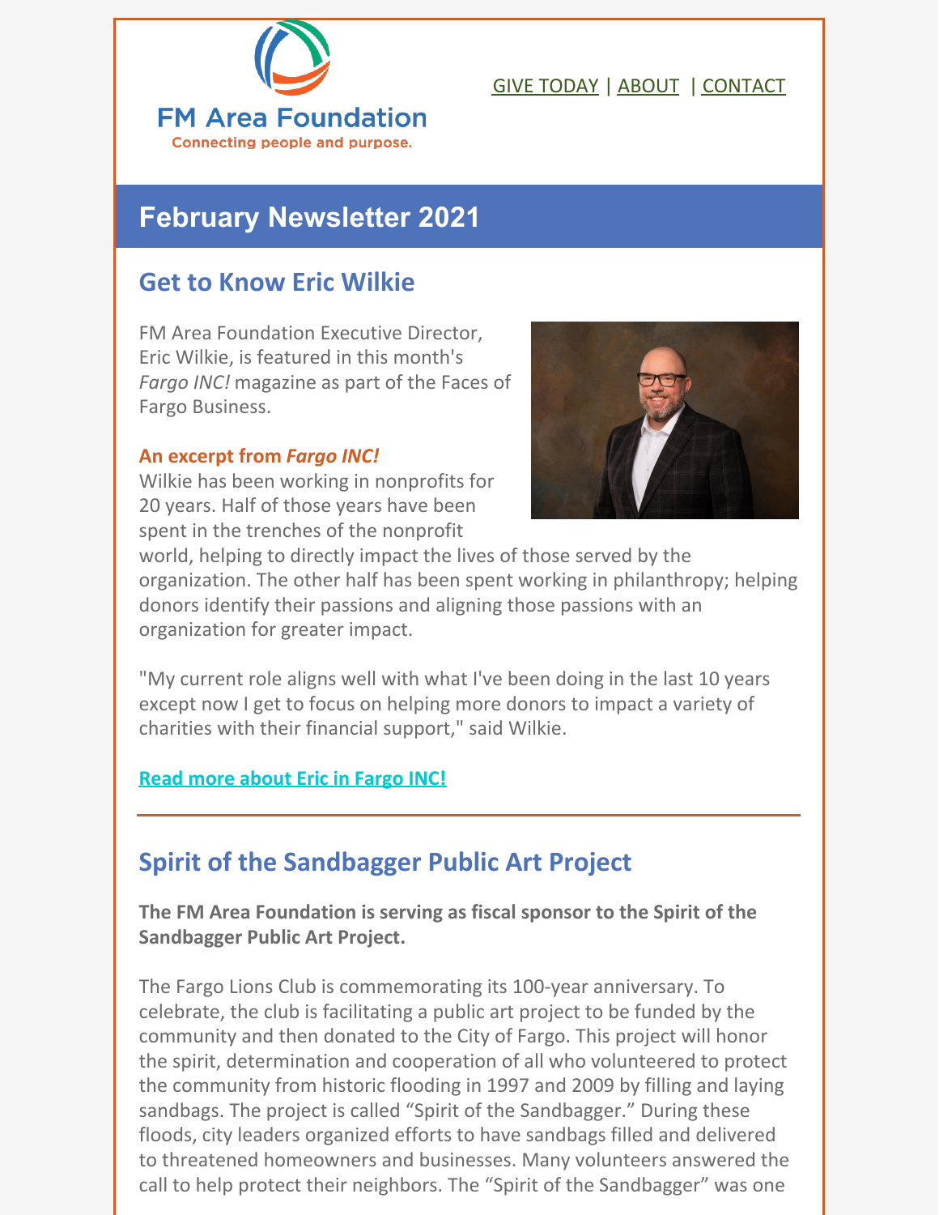FM Area Foundation

Connecting people and purpose.

GIVE TODAY | ABOUT | CONTACT

# February Newsletter 2021

## Get to Know Eric Wilkie

FM Area Foundation Executive Director, Eric Wilkie, is featured in this month's *Fargo INC!* magazine as part of the Faces of Fargo Business.

**An excerpt from *Fargo INC!***
Wilkie has been working in nonprofits for 20 years. Half of those years have been spent in the trenches of the nonprofit world, helping to directly impact the lives of those served by the organization. The other half has been spent working in philanthropy; helping donors identify their passions and aligning those passions with an organization for greater impact.

"My current role aligns well with what I've been doing in the last 10 years except now I get to focus on helping more donors to impact a variety of charities with their financial support," said Wilkie.

**Read more about Eric in Fargo INC!**

---

## Spirit of the Sandbagger Public Art Project

**The FM Area Foundation is serving as fiscal sponsor to the Spirit of the Sandbagger Public Art Project.**

The Fargo Lions Club is commemorating its 100-year anniversary. To celebrate, the club is facilitating a public art project to be funded by the community and then donated to the City of Fargo. This project will honor the spirit, determination and cooperation of all who volunteered to protect the community from historic flooding in 1997 and 2009 by filling and laying sandbags. The project is called "Spirit of the Sandbagger." During these floods, city leaders organized efforts to have sandbags filled and delivered to threatened homeowners and businesses. Many volunteers answered the call to help protect their neighbors. The "Spirit of the Sandbagger" was one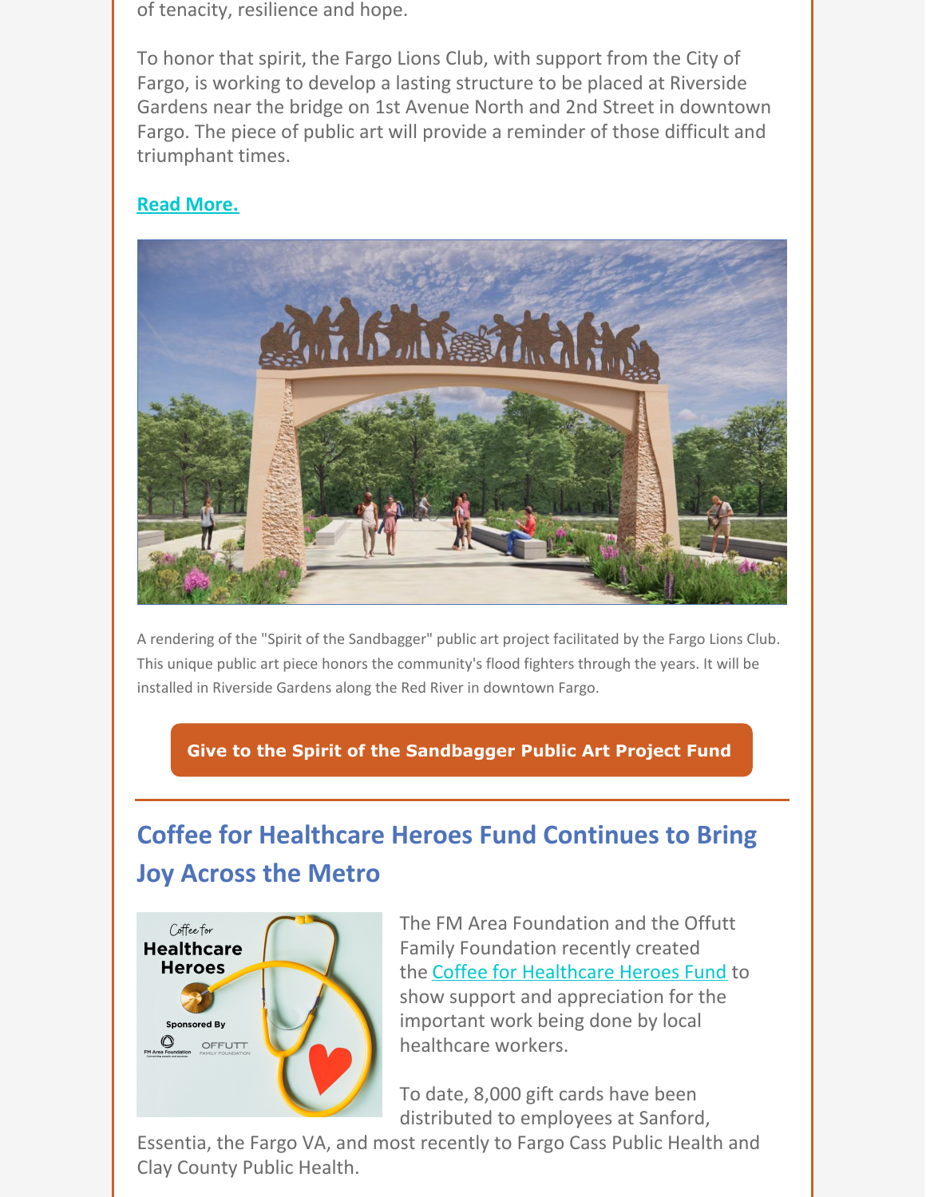of tenacity, resilience and hope.

To honor that spirit, the Fargo Lions Club, with support from the City of Fargo, is working to develop a lasting structure to be placed at Riverside Gardens near the bridge on 1st Avenue North and 2nd Street in downtown Fargo. The piece of public art will provide a reminder of those difficult and triumphant times.

**Read More.**

A rendering of the "Spirit of the Sandbagger" public art project facilitated by the Fargo Lions Club. This unique public art piece honors the community's flood fighters through the years. It will be installed in Riverside Gardens along the Red River in downtown Fargo.

**Give to the Spirit of the Sandbagger Public Art Project Fund**

## Coffee for Healthcare Heroes Fund Continues to Bring Joy Across the Metro

The FM Area Foundation and the Offutt Family Foundation recently created the Coffee for Healthcare Heroes Fund to show support and appreciation for the important work being done by local healthcare workers.

To date, 8,000 gift cards have been distributed to employees at Sanford, Essentia, the Fargo VA, and most recently to Fargo Cass Public Health and Clay County Public Health.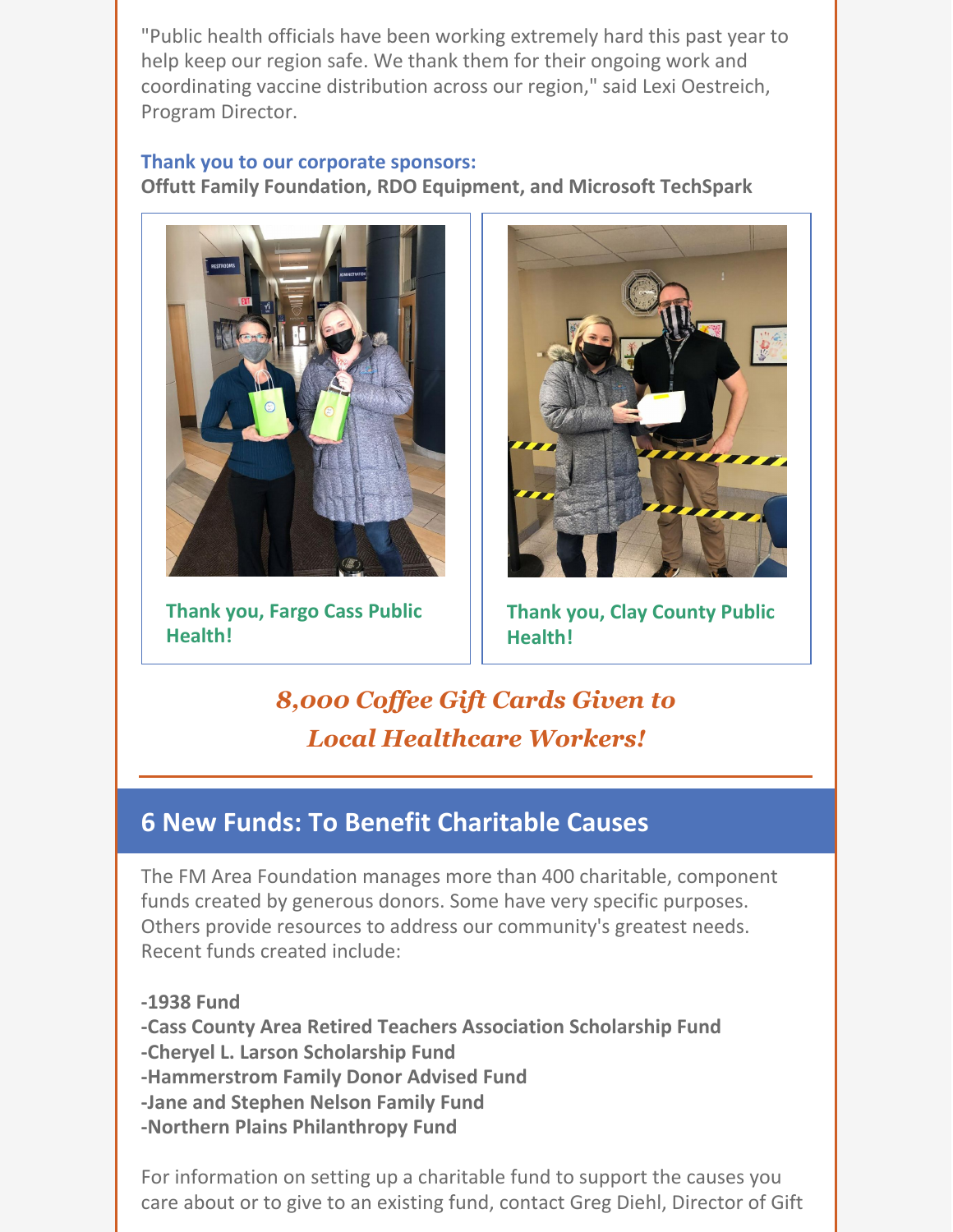"Public health officials have been working extremely hard this past year to help keep our region safe. We thank them for their ongoing work and coordinating vaccine distribution across our region," said Lexi Oestreich, Program Director.

**Thank you to our corporate sponsors:**
**Offutt Family Foundation, RDO Equipment, and Microsoft TechSpark**

**Thank you, Fargo Cass Public Health!**

**Thank you, Clay County Public Health!**

***8,000 Coffee Gift Cards Given to Local Healthcare Workers!***

## 6 New Funds: To Benefit Charitable Causes

The FM Area Foundation manages more than 400 charitable, component funds created by generous donors. Some have very specific purposes. Others provide resources to address our community's greatest needs. Recent funds created include:

**-1938 Fund**
**-Cass County Area Retired Teachers Association Scholarship Fund**
**-Cheryel L. Larson Scholarship Fund**
**-Hammerstrom Family Donor Advised Fund**
**-Jane and Stephen Nelson Family Fund**
**-Northern Plains Philanthropy Fund**

For information on setting up a charitable fund to support the causes you care about or to give to an existing fund, contact Greg Diehl, Director of Gift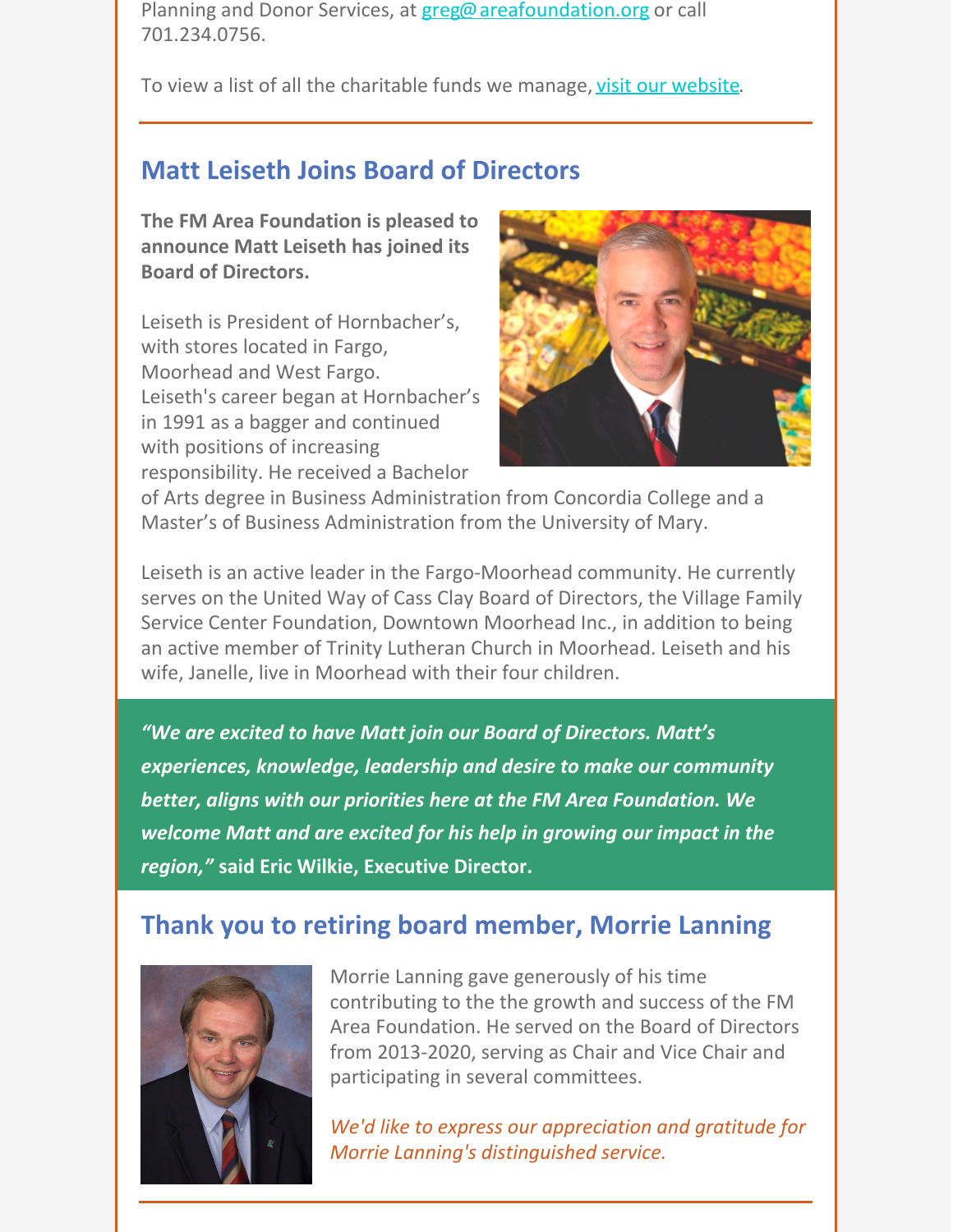Planning and Donor Services, at greg@areafoundation.org or call 701.234.0756.

To view a list of all the charitable funds we manage, visit our website.

## Matt Leiseth Joins Board of Directors

**The FM Area Foundation is pleased to announce Matt Leiseth has joined its Board of Directors.**

Leiseth is President of Hornbacher's, with stores located in Fargo, Moorhead and West Fargo. Leiseth's career began at Hornbacher's in 1991 as a bagger and continued with positions of increasing responsibility. He received a Bachelor of Arts degree in Business Administration from Concordia College and a Master's of Business Administration from the University of Mary.

Leiseth is an active leader in the Fargo-Moorhead community. He currently serves on the United Way of Cass Clay Board of Directors, the Village Family Service Center Foundation, Downtown Moorhead Inc., in addition to being an active member of Trinity Lutheran Church in Moorhead. Leiseth and his wife, Janelle, live in Moorhead with their four children.

***"We are excited to have Matt join our Board of Directors. Matt's experiences, knowledge, leadership and desire to make our community better, aligns with our priorities here at the FM Area Foundation. We welcome Matt and are excited for his help in growing our impact in the region,"*** **said Eric Wilkie, Executive Director.**

## Thank you to retiring board member, Morrie Lanning

Morrie Lanning gave generously of his time contributing to the the growth and success of the FM Area Foundation. He served on the Board of Directors from 2013-2020, serving as Chair and Vice Chair and participating in several committees.

*We'd like to express our appreciation and gratitude for Morrie Lanning's distinguished service.*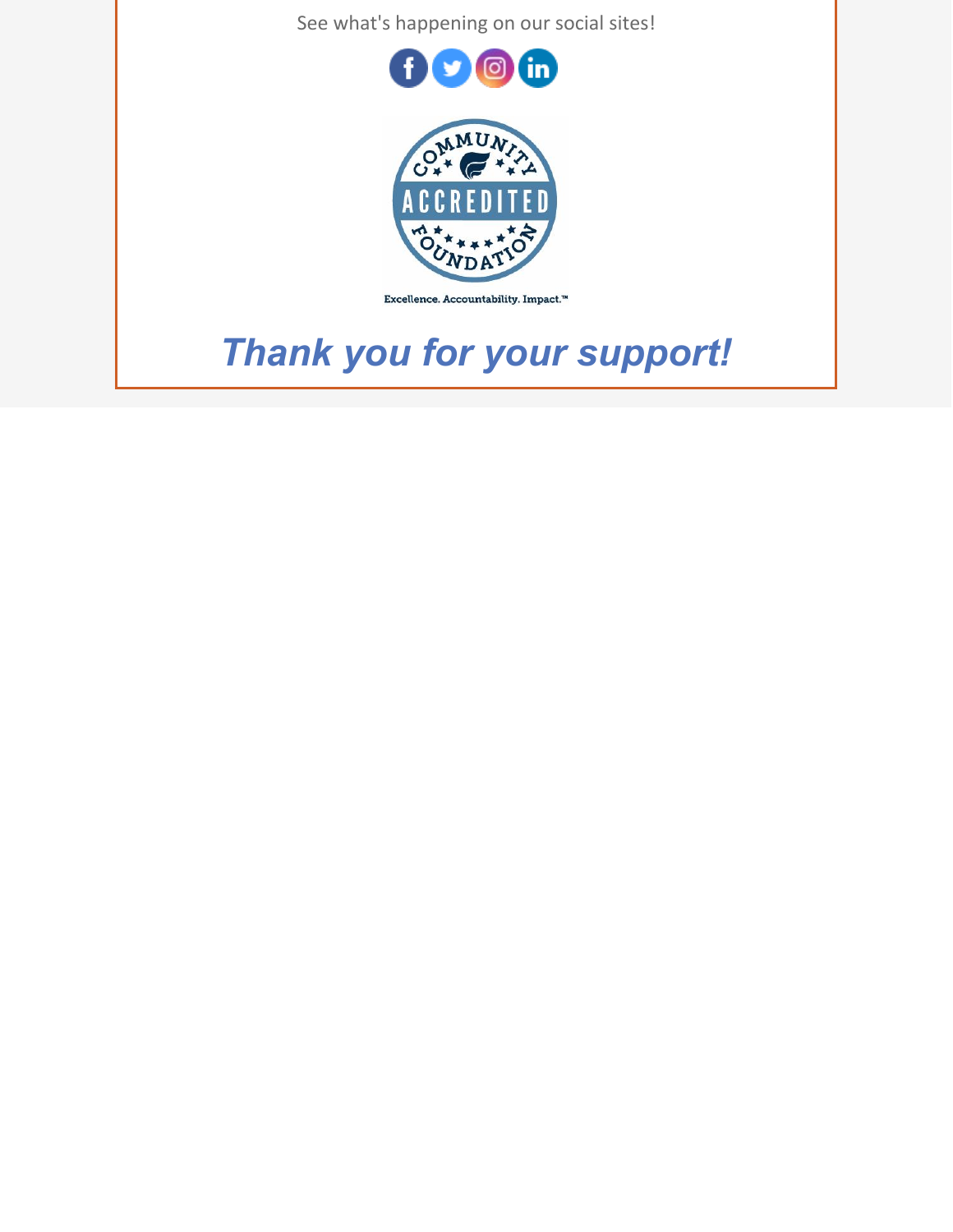See what's happening on our social sites!

COMMUNITY ACCREDITED FOUNDATION

Excellence. Accountability. Impact.™

***Thank you for your support!***